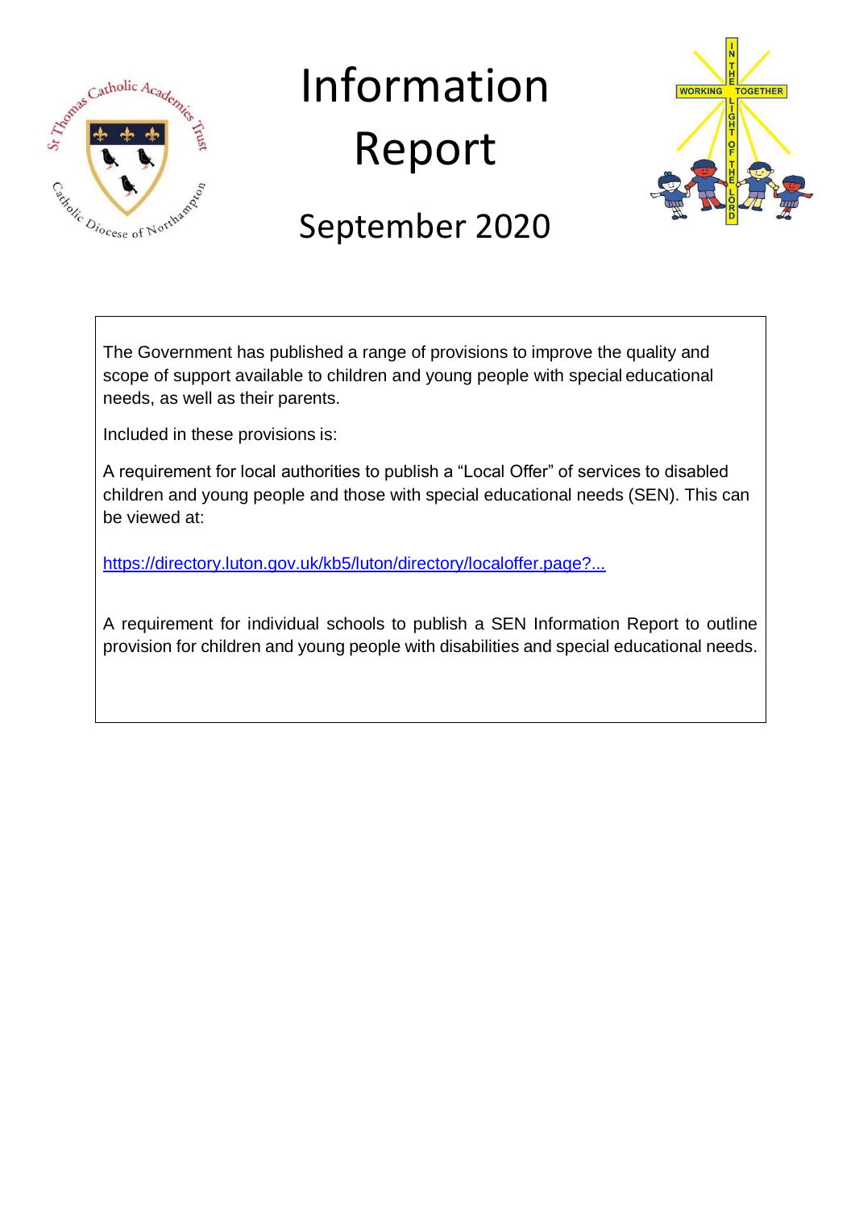# Information Report

## September 2020

The Government has published a range of provisions to improve the quality and scope of support available to children and young people with special educational needs, as well as their parents.

Included in these provisions is:

A requirement for local authorities to publish a "Local Offer" of services to disabled children and young people and those with special educational needs (SEN). This can be viewed at:

[https://directory.luton.gov.uk/kb5/luton/directory/localoffer.page?...](https://directory.luton.gov.uk/kb5/luton/directory/localoffer.page?...)

A requirement for individual schools to publish a SEN Information Report to outline provision for children and young people with disabilities and special educational needs.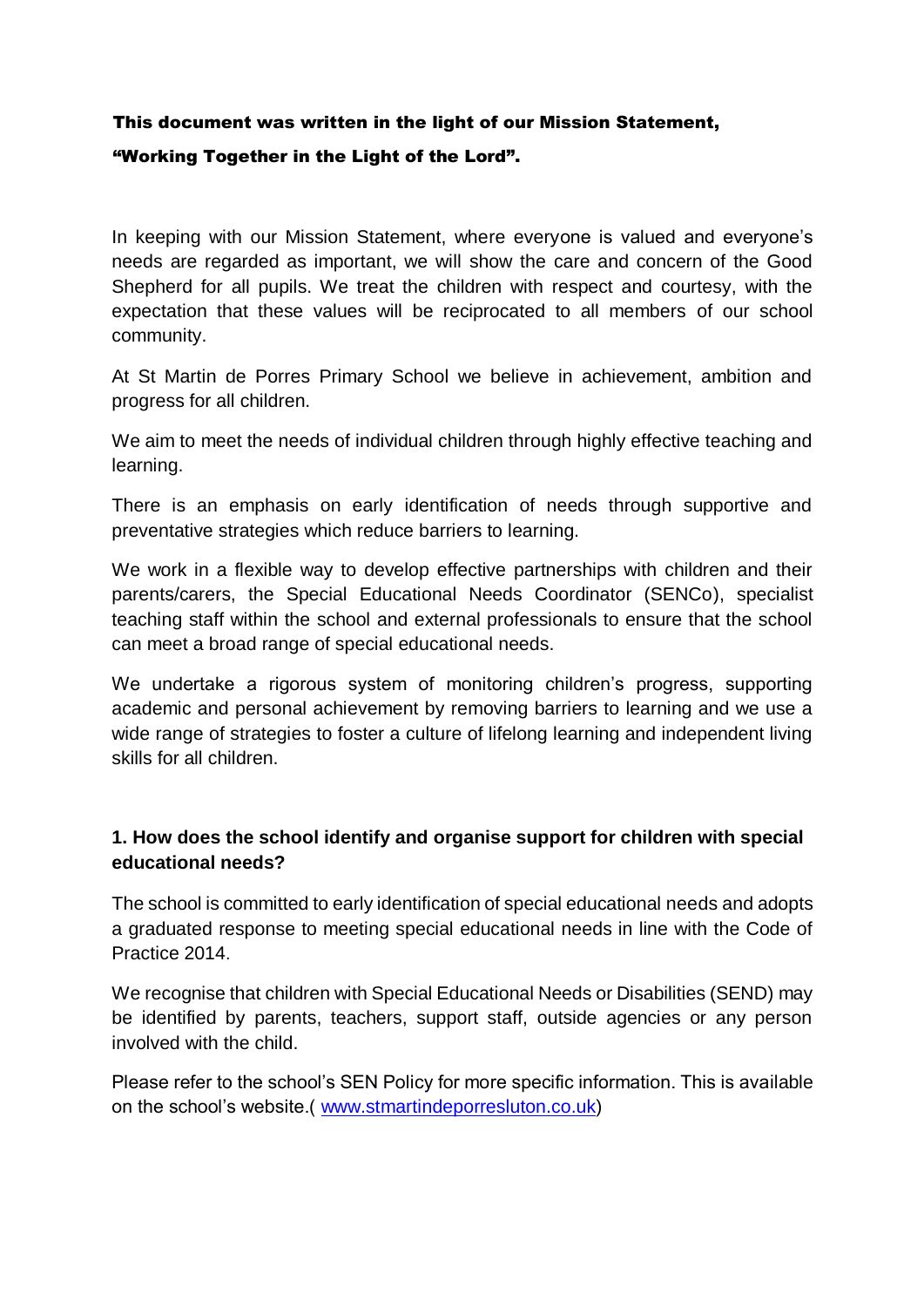**This document was written in the light of our Mission Statement, "Working Together in the Light of the Lord".**

In keeping with our Mission Statement, where everyone is valued and everyone's needs are regarded as important, we will show the care and concern of the Good Shepherd for all pupils. We treat the children with respect and courtesy, with the expectation that these values will be reciprocated to all members of our school community.

At St Martin de Porres Primary School we believe in achievement, ambition and progress for all children.

We aim to meet the needs of individual children through highly effective teaching and learning.

There is an emphasis on early identification of needs through supportive and preventative strategies which reduce barriers to learning.

We work in a flexible way to develop effective partnerships with children and their parents/carers, the Special Educational Needs Coordinator (SENCo), specialist teaching staff within the school and external professionals to ensure that the school can meet a broad range of special educational needs.

We undertake a rigorous system of monitoring children's progress, supporting academic and personal achievement by removing barriers to learning and we use a wide range of strategies to foster a culture of lifelong learning and independent living skills for all children.

## 1. How does the school identify and organise support for children with special educational needs?

The school is committed to early identification of special educational needs and adopts a graduated response to meeting special educational needs in line with the Code of Practice 2014.

We recognise that children with Special Educational Needs or Disabilities (SEND) may be identified by parents, teachers, support staff, outside agencies or any person involved with the child.

Please refer to the school's SEN Policy for more specific information. This is available on the school's website.( www.stmartindeporresluton.co.uk)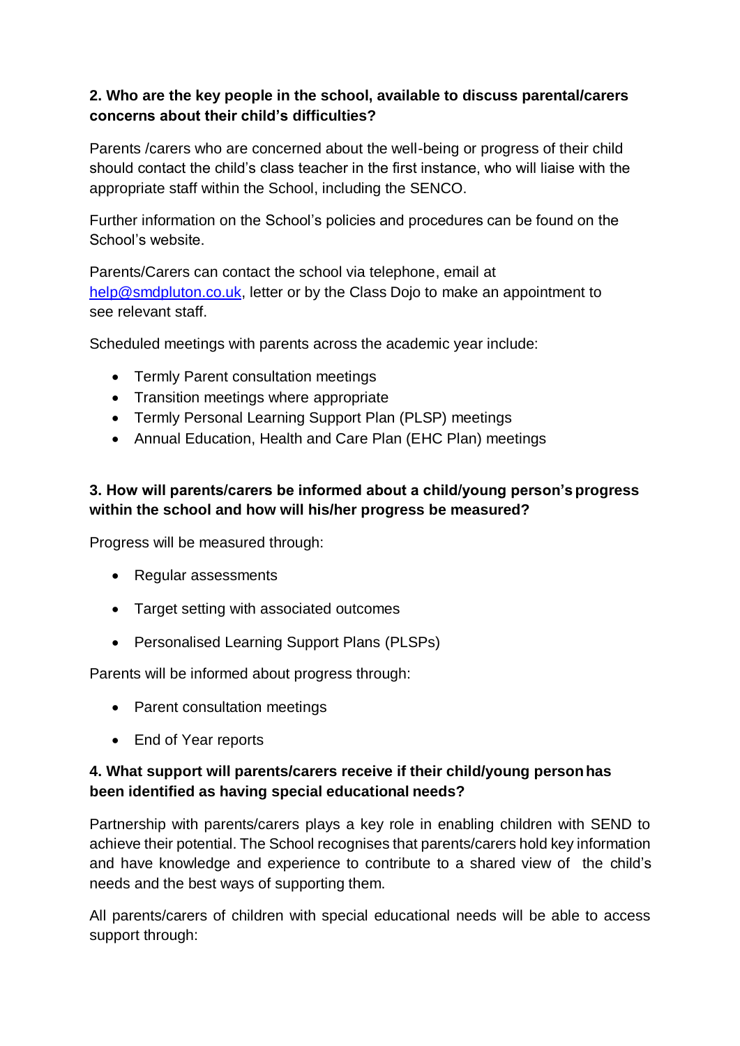**2. Who are the key people in the school, available to discuss parental/carers concerns about their child's difficulties?**

Parents /carers who are concerned about the well-being or progress of their child should contact the child's class teacher in the first instance, who will liaise with the appropriate staff within the School, including the SENCO.

Further information on the School's policies and procedures can be found on the School's website.

Parents/Carers can contact the school via telephone, email at [help@smdpluton.co.uk](mailto:help@smdpluton.co.uk), letter or by the Class Dojo to make an appointment to see relevant staff.

Scheduled meetings with parents across the academic year include:

- Termly Parent consultation meetings
- Transition meetings where appropriate
- Termly Personal Learning Support Plan (PLSP) meetings
- Annual Education, Health and Care Plan (EHC Plan) meetings

**3. How will parents/carers be informed about a child/young person's progress within the school and how will his/her progress be measured?**

Progress will be measured through:

- Regular assessments
- Target setting with associated outcomes
- Personalised Learning Support Plans (PLSPs)

Parents will be informed about progress through:

- Parent consultation meetings
- End of Year reports

**4. What support will parents/carers receive if their child/young person has been identified as having special educational needs?**

Partnership with parents/carers plays a key role in enabling children with SEND to achieve their potential. The School recognises that parents/carers hold key information and have knowledge and experience to contribute to a shared view of the child's needs and the best ways of supporting them.

All parents/carers of children with special educational needs will be able to access support through: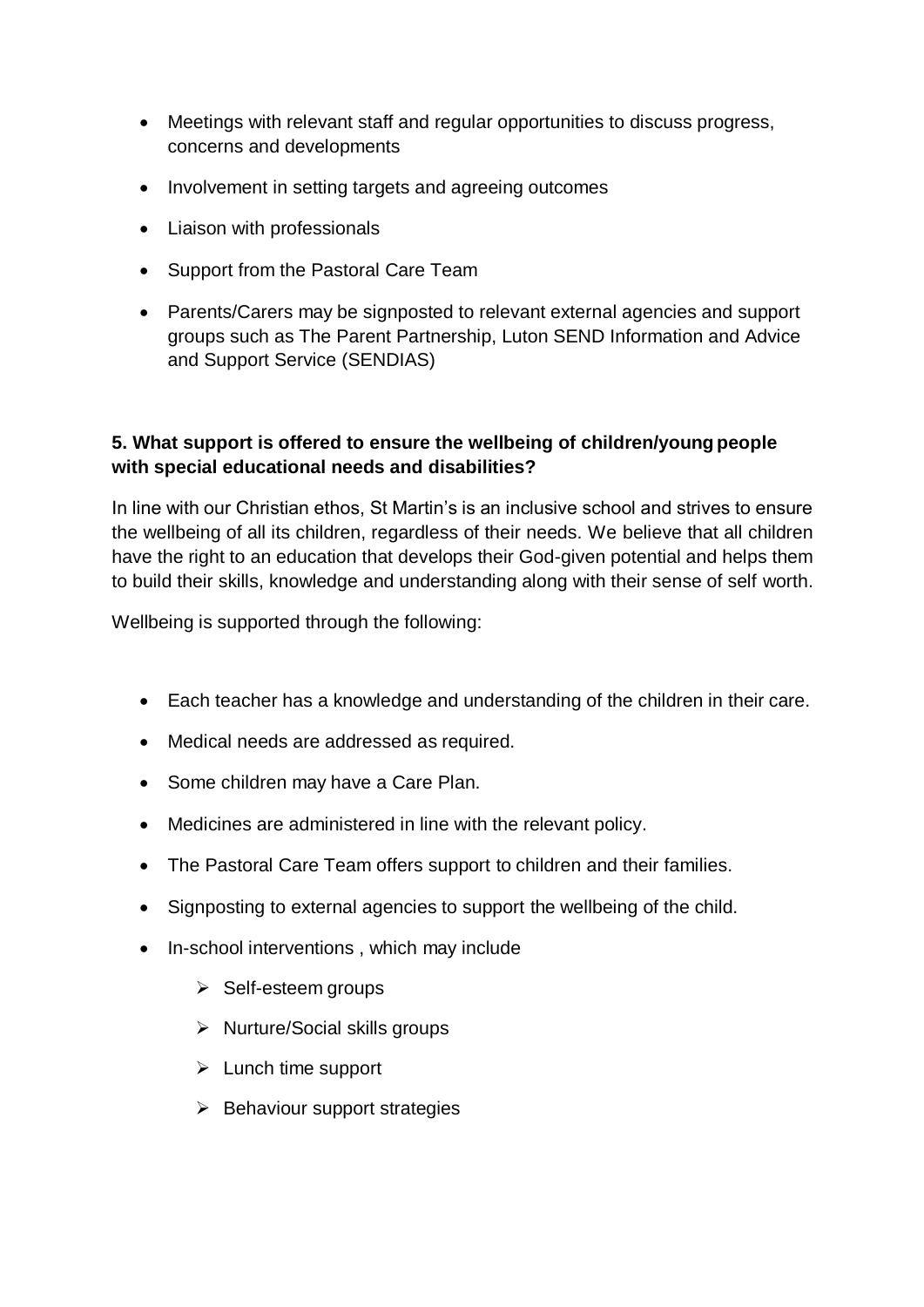- Meetings with relevant staff and regular opportunities to discuss progress, concerns and developments
- Involvement in setting targets and agreeing outcomes
- Liaison with professionals
- Support from the Pastoral Care Team
- Parents/Carers may be signposted to relevant external agencies and support groups such as The Parent Partnership, Luton SEND Information and Advice and Support Service (SENDIAS)

**5. What support is offered to ensure the wellbeing of children/young people with special educational needs and disabilities?**

In line with our Christian ethos, St Martin's is an inclusive school and strives to ensure the wellbeing of all its children, regardless of their needs. We believe that all children have the right to an education that develops their God-given potential and helps them to build their skills, knowledge and understanding along with their sense of self worth.

Wellbeing is supported through the following:

- Each teacher has a knowledge and understanding of the children in their care.
- Medical needs are addressed as required.
- Some children may have a Care Plan.
- Medicines are administered in line with the relevant policy.
- The Pastoral Care Team offers support to children and their families.
- Signposting to external agencies to support the wellbeing of the child.
- In-school interventions , which may include
  - Self-esteem groups
  - Nurture/Social skills groups
  - Lunch time support
  - Behaviour support strategies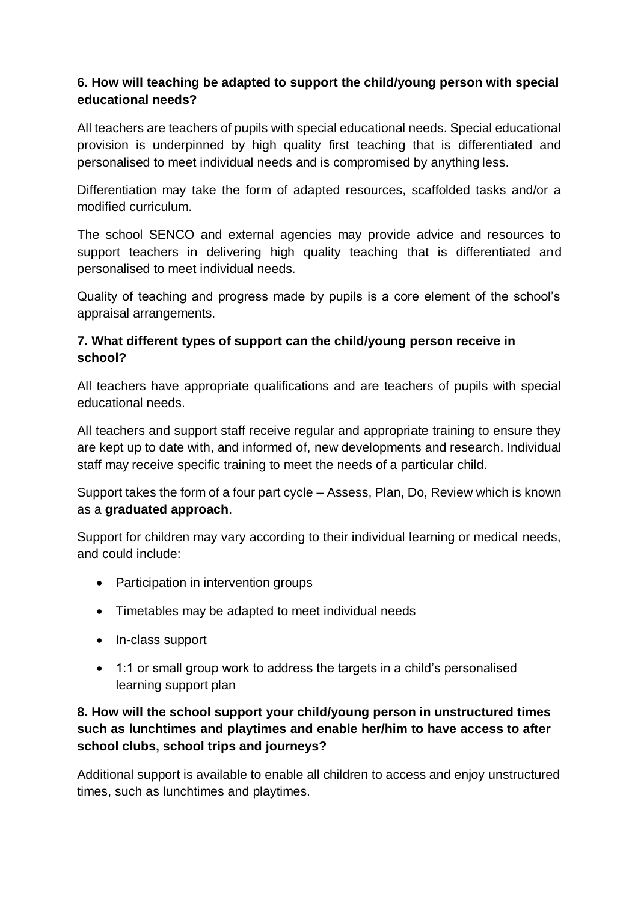**6. How will teaching be adapted to support the child/young person with special educational needs?**

All teachers are teachers of pupils with special educational needs. Special educational provision is underpinned by high quality first teaching that is differentiated and personalised to meet individual needs and is compromised by anything less.

Differentiation may take the form of adapted resources, scaffolded tasks and/or a modified curriculum.

The school SENCO and external agencies may provide advice and resources to support teachers in delivering high quality teaching that is differentiated and personalised to meet individual needs.

Quality of teaching and progress made by pupils is a core element of the school's appraisal arrangements.

**7. What different types of support can the child/young person receive in school?**

All teachers have appropriate qualifications and are teachers of pupils with special educational needs.

All teachers and support staff receive regular and appropriate training to ensure they are kept up to date with, and informed of, new developments and research. Individual staff may receive specific training to meet the needs of a particular child.

Support takes the form of a four part cycle – Assess, Plan, Do, Review which is known as a **graduated approach**.

Support for children may vary according to their individual learning or medical needs, and could include:

- Participation in intervention groups
- Timetables may be adapted to meet individual needs
- In-class support
- 1:1 or small group work to address the targets in a child's personalised learning support plan

**8. How will the school support your child/young person in unstructured times such as lunchtimes and playtimes and enable her/him to have access to after school clubs, school trips and journeys?**

Additional support is available to enable all children to access and enjoy unstructured times, such as lunchtimes and playtimes.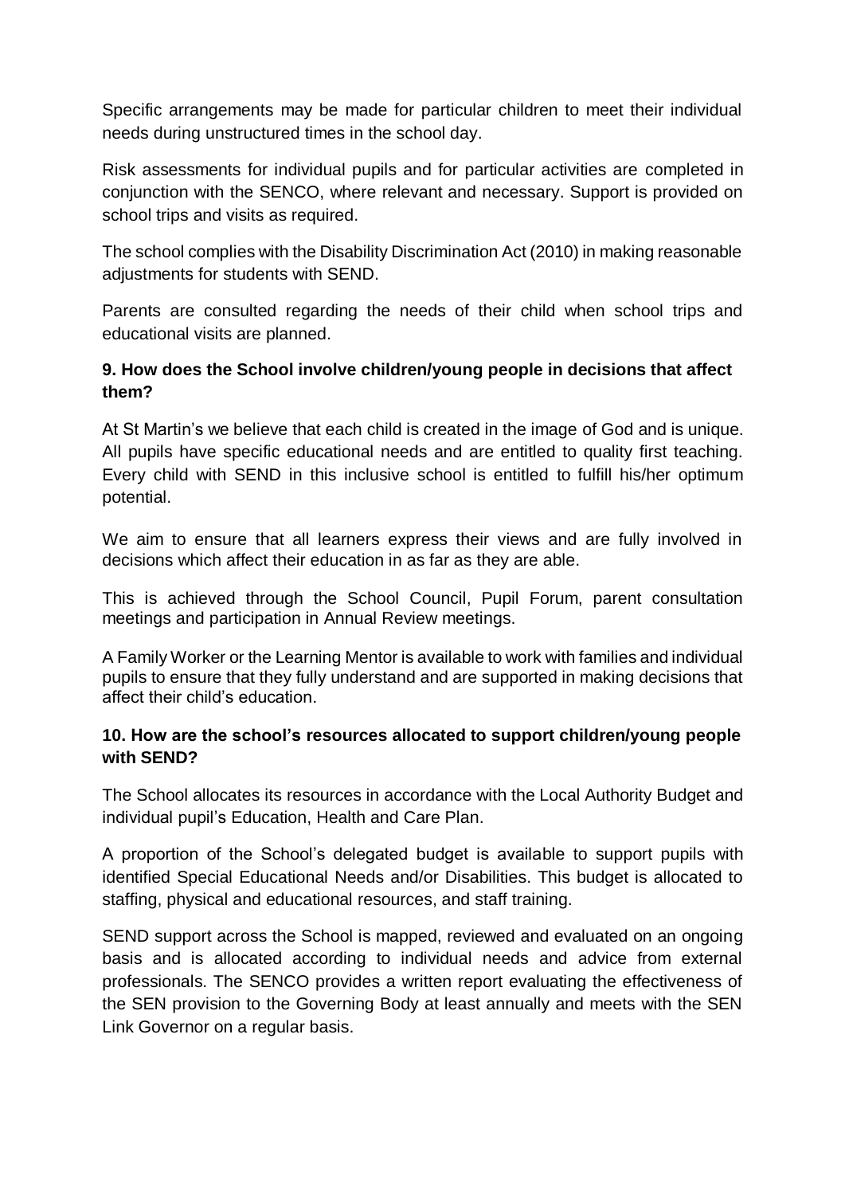Specific arrangements may be made for particular children to meet their individual needs during unstructured times in the school day.

Risk assessments for individual pupils and for particular activities are completed in conjunction with the SENCO, where relevant and necessary. Support is provided on school trips and visits as required.

The school complies with the Disability Discrimination Act (2010) in making reasonable adjustments for students with SEND.

Parents are consulted regarding the needs of their child when school trips and educational visits are planned.

**9. How does the School involve children/young people in decisions that affect them?**

At St Martin's we believe that each child is created in the image of God and is unique. All pupils have specific educational needs and are entitled to quality first teaching. Every child with SEND in this inclusive school is entitled to fulfill his/her optimum potential.

We aim to ensure that all learners express their views and are fully involved in decisions which affect their education in as far as they are able.

This is achieved through the School Council, Pupil Forum, parent consultation meetings and participation in Annual Review meetings.

A Family Worker or the Learning Mentor is available to work with families and individual pupils to ensure that they fully understand and are supported in making decisions that affect their child's education.

**10. How are the school's resources allocated to support children/young people with SEND?**

The School allocates its resources in accordance with the Local Authority Budget and individual pupil's Education, Health and Care Plan.

A proportion of the School's delegated budget is available to support pupils with identified Special Educational Needs and/or Disabilities. This budget is allocated to staffing, physical and educational resources, and staff training.

SEND support across the School is mapped, reviewed and evaluated on an ongoing basis and is allocated according to individual needs and advice from external professionals. The SENCO provides a written report evaluating the effectiveness of the SEN provision to the Governing Body at least annually and meets with the SEN Link Governor on a regular basis.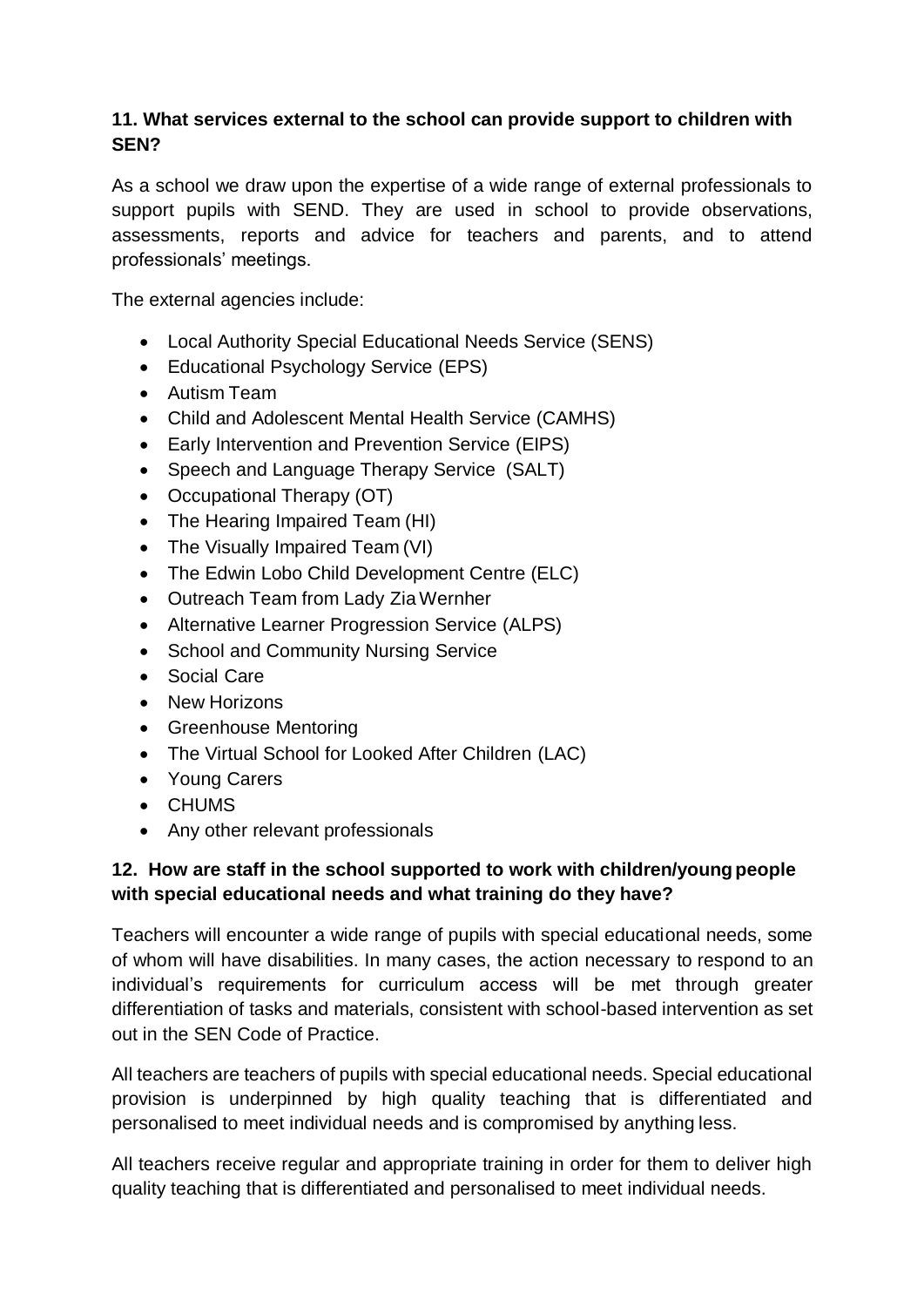### 11. What services external to the school can provide support to children with SEN?

As a school we draw upon the expertise of a wide range of external professionals to support pupils with SEND. They are used in school to provide observations, assessments, reports and advice for teachers and parents, and to attend professionals' meetings.

The external agencies include:

- Local Authority Special Educational Needs Service (SENS)
- Educational Psychology Service (EPS)
- Autism Team
- Child and Adolescent Mental Health Service (CAMHS)
- Early Intervention and Prevention Service (EIPS)
- Speech and Language Therapy Service (SALT)
- Occupational Therapy (OT)
- The Hearing Impaired Team (HI)
- The Visually Impaired Team (VI)
- The Edwin Lobo Child Development Centre (ELC)
- Outreach Team from Lady Zia Wernher
- Alternative Learner Progression Service (ALPS)
- School and Community Nursing Service
- Social Care
- New Horizons
- Greenhouse Mentoring
- The Virtual School for Looked After Children (LAC)
- Young Carers
- CHUMS
- Any other relevant professionals

### 12. How are staff in the school supported to work with children/young people with special educational needs and what training do they have?

Teachers will encounter a wide range of pupils with special educational needs, some of whom will have disabilities. In many cases, the action necessary to respond to an individual's requirements for curriculum access will be met through greater differentiation of tasks and materials, consistent with school-based intervention as set out in the SEN Code of Practice.

All teachers are teachers of pupils with special educational needs. Special educational provision is underpinned by high quality teaching that is differentiated and personalised to meet individual needs and is compromised by anything less.

All teachers receive regular and appropriate training in order for them to deliver high quality teaching that is differentiated and personalised to meet individual needs.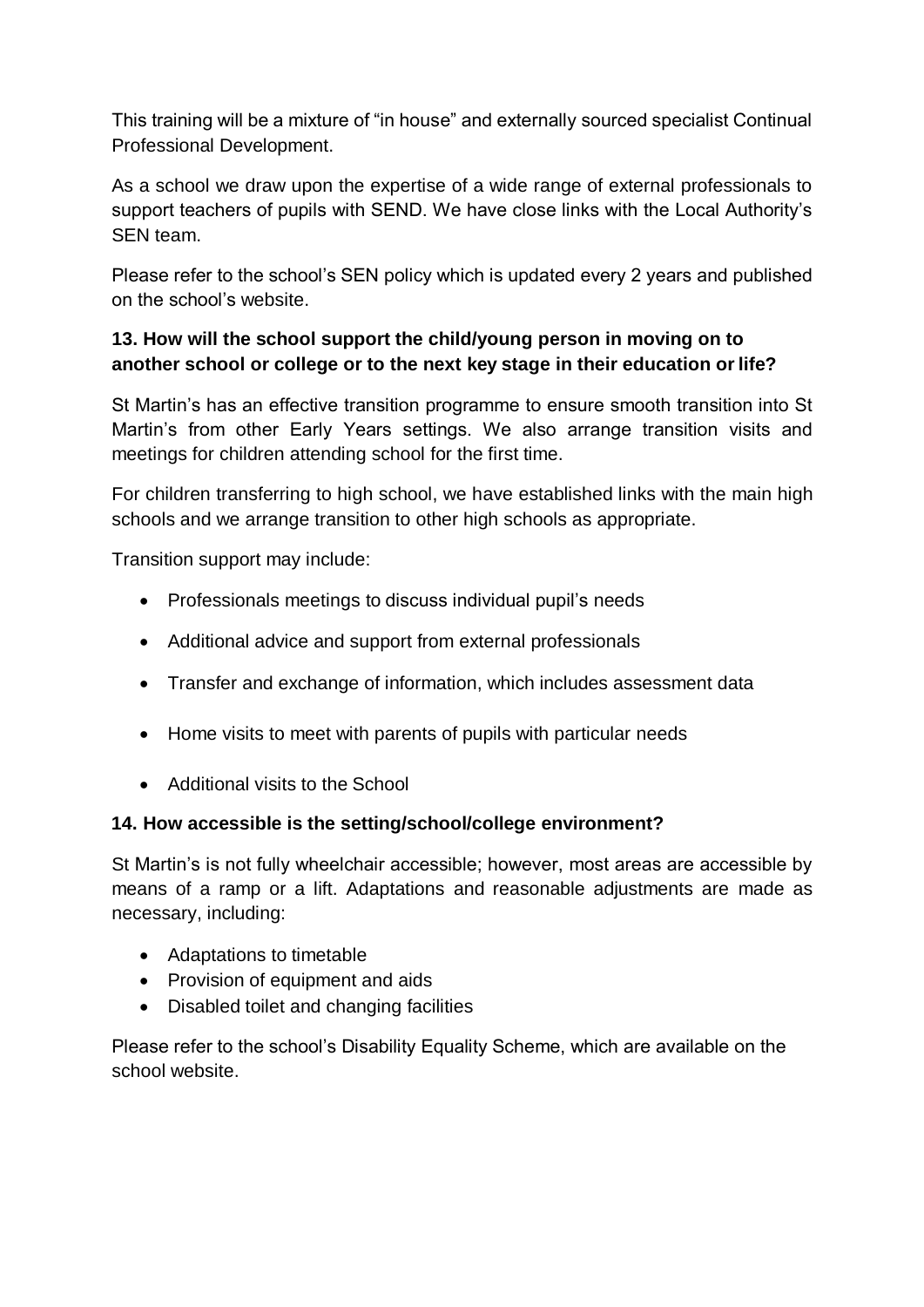This training will be a mixture of "in house" and externally sourced specialist Continual Professional Development.

As a school we draw upon the expertise of a wide range of external professionals to support teachers of pupils with SEND. We have close links with the Local Authority's SEN team.

Please refer to the school's SEN policy which is updated every 2 years and published on the school's website.

**13. How will the school support the child/young person in moving on to another school or college or to the next key stage in their education or life?**

St Martin's has an effective transition programme to ensure smooth transition into St Martin's from other Early Years settings. We also arrange transition visits and meetings for children attending school for the first time.

For children transferring to high school, we have established links with the main high schools and we arrange transition to other high schools as appropriate.

Transition support may include:

- Professionals meetings to discuss individual pupil's needs
- Additional advice and support from external professionals
- Transfer and exchange of information, which includes assessment data
- Home visits to meet with parents of pupils with particular needs
- Additional visits to the School

**14. How accessible is the setting/school/college environment?**

St Martin's is not fully wheelchair accessible; however, most areas are accessible by means of a ramp or a lift. Adaptations and reasonable adjustments are made as necessary, including:

- Adaptations to timetable
- Provision of equipment and aids
- Disabled toilet and changing facilities

Please refer to the school's Disability Equality Scheme, which are available on the school website.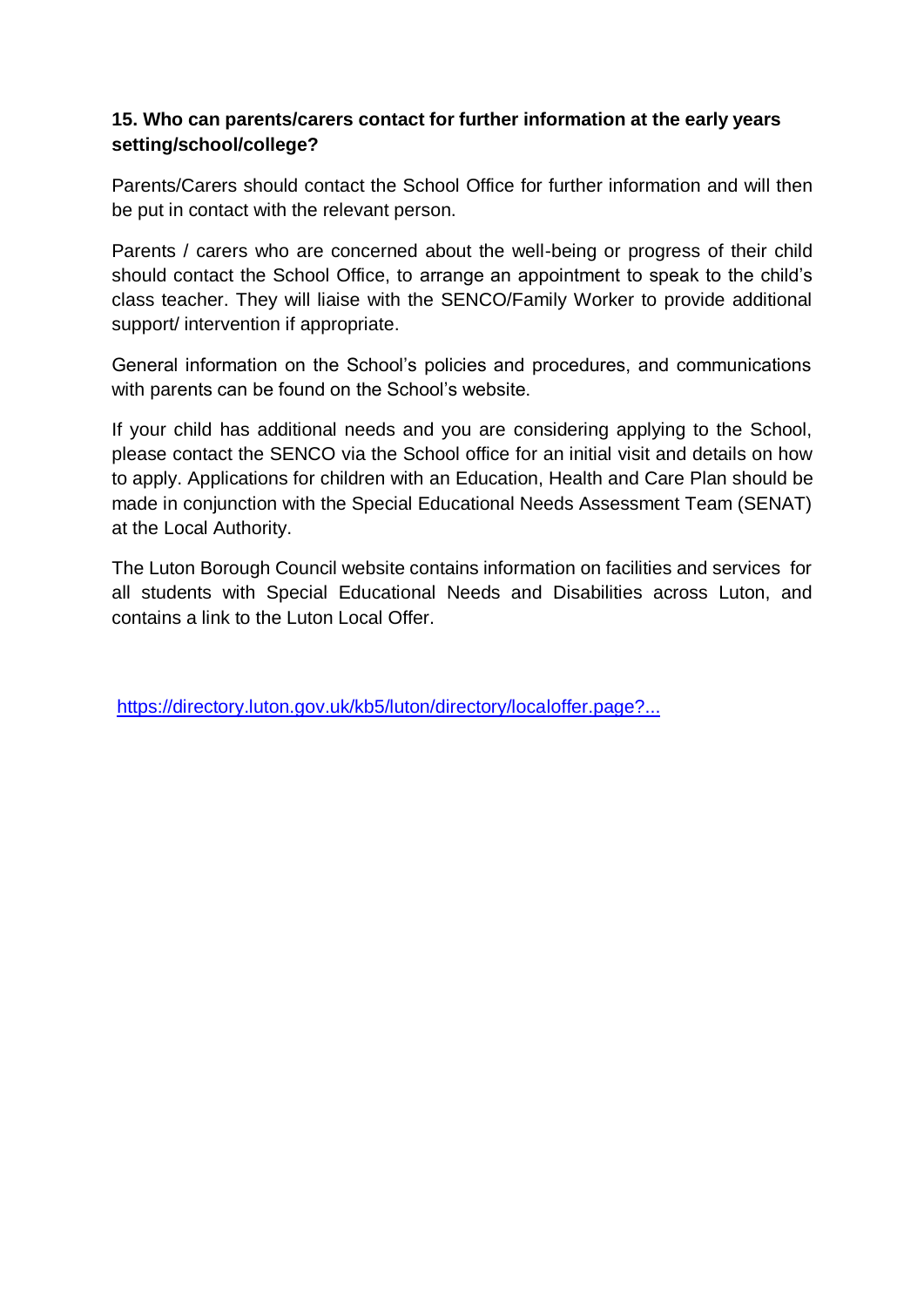**15. Who can parents/carers contact for further information at the early years setting/school/college?**

Parents/Carers should contact the School Office for further information and will then be put in contact with the relevant person.

Parents / carers who are concerned about the well-being or progress of their child should contact the School Office, to arrange an appointment to speak to the child's class teacher. They will liaise with the SENCO/Family Worker to provide additional support/ intervention if appropriate.

General information on the School's policies and procedures, and communications with parents can be found on the School's website.

If your child has additional needs and you are considering applying to the School, please contact the SENCO via the School office for an initial visit and details on how to apply. Applications for children with an Education, Health and Care Plan should be made in conjunction with the Special Educational Needs Assessment Team (SENAT) at the Local Authority.

The Luton Borough Council website contains information on facilities and services for all students with Special Educational Needs and Disabilities across Luton, and contains a link to the Luton Local Offer.

https://directory.luton.gov.uk/kb5/luton/directory/localoffer.page?...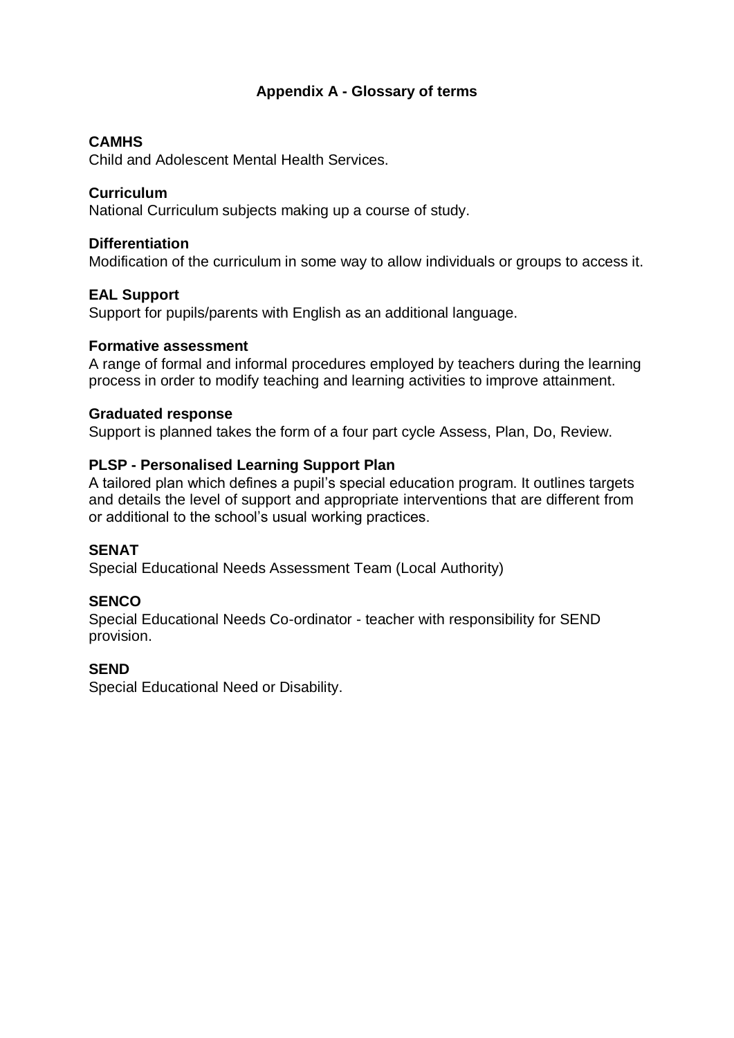## Appendix A - Glossary of terms

**CAMHS**
Child and Adolescent Mental Health Services.

**Curriculum**
National Curriculum subjects making up a course of study.

**Differentiation**
Modification of the curriculum in some way to allow individuals or groups to access it.

**EAL Support**
Support for pupils/parents with English as an additional language.

**Formative assessment**
A range of formal and informal procedures employed by teachers during the learning process in order to modify teaching and learning activities to improve attainment.

**Graduated response**
Support is planned takes the form of a four part cycle Assess, Plan, Do, Review.

**PLSP - Personalised Learning Support Plan**
A tailored plan which defines a pupil's special education program. It outlines targets and details the level of support and appropriate interventions that are different from or additional to the school's usual working practices.

**SENAT**
Special Educational Needs Assessment Team (Local Authority)

**SENCO**
Special Educational Needs Co-ordinator - teacher with responsibility for SEND provision.

**SEND**
Special Educational Need or Disability.